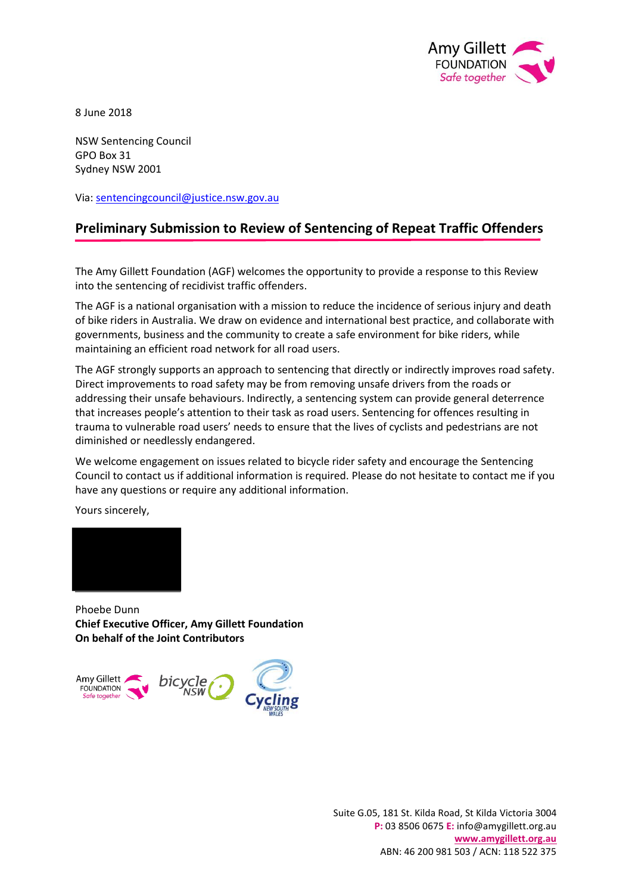Amy Gillett FOUNDATION *Safe together*

8 June 2018

NSW Sentencing Council
GPO Box 31
Sydney NSW 2001

Via: sentencingcouncil@justice.nsw.gov.au

## Preliminary Submission to Review of Sentencing of Repeat Traffic Offenders

The Amy Gillett Foundation (AGF) welcomes the opportunity to provide a response to this Review into the sentencing of recidivist traffic offenders.

The AGF is a national organisation with a mission to reduce the incidence of serious injury and death of bike riders in Australia. We draw on evidence and international best practice, and collaborate with governments, business and the community to create a safe environment for bike riders, while maintaining an efficient road network for all road users.

The AGF strongly supports an approach to sentencing that directly or indirectly improves road safety. Direct improvements to road safety may be from removing unsafe drivers from the roads or addressing their unsafe behaviours. Indirectly, a sentencing system can provide general deterrence that increases people's attention to their task as road users. Sentencing for offences resulting in trauma to vulnerable road users' needs to ensure that the lives of cyclists and pedestrians are not diminished or needlessly endangered.

We welcome engagement on issues related to bicycle rider safety and encourage the Sentencing Council to contact us if additional information is required. Please do not hesitate to contact me if you have any questions or require any additional information.

Yours sincerely,

Phoebe Dunn
**Chief Executive Officer, Amy Gillett Foundation**
**On behalf of the Joint Contributors**

Amy Gillett FOUNDATION *Safe together* | bicycle NSW | Cycling NEW SOUTH WALES

Suite G.05, 181 St. Kilda Road, St Kilda Victoria 3004
**P:** 03 8506 0675 **E:** info@amygillett.org.au
**www.amygillett.org.au**
ABN: 46 200 981 503 / ACN: 118 522 375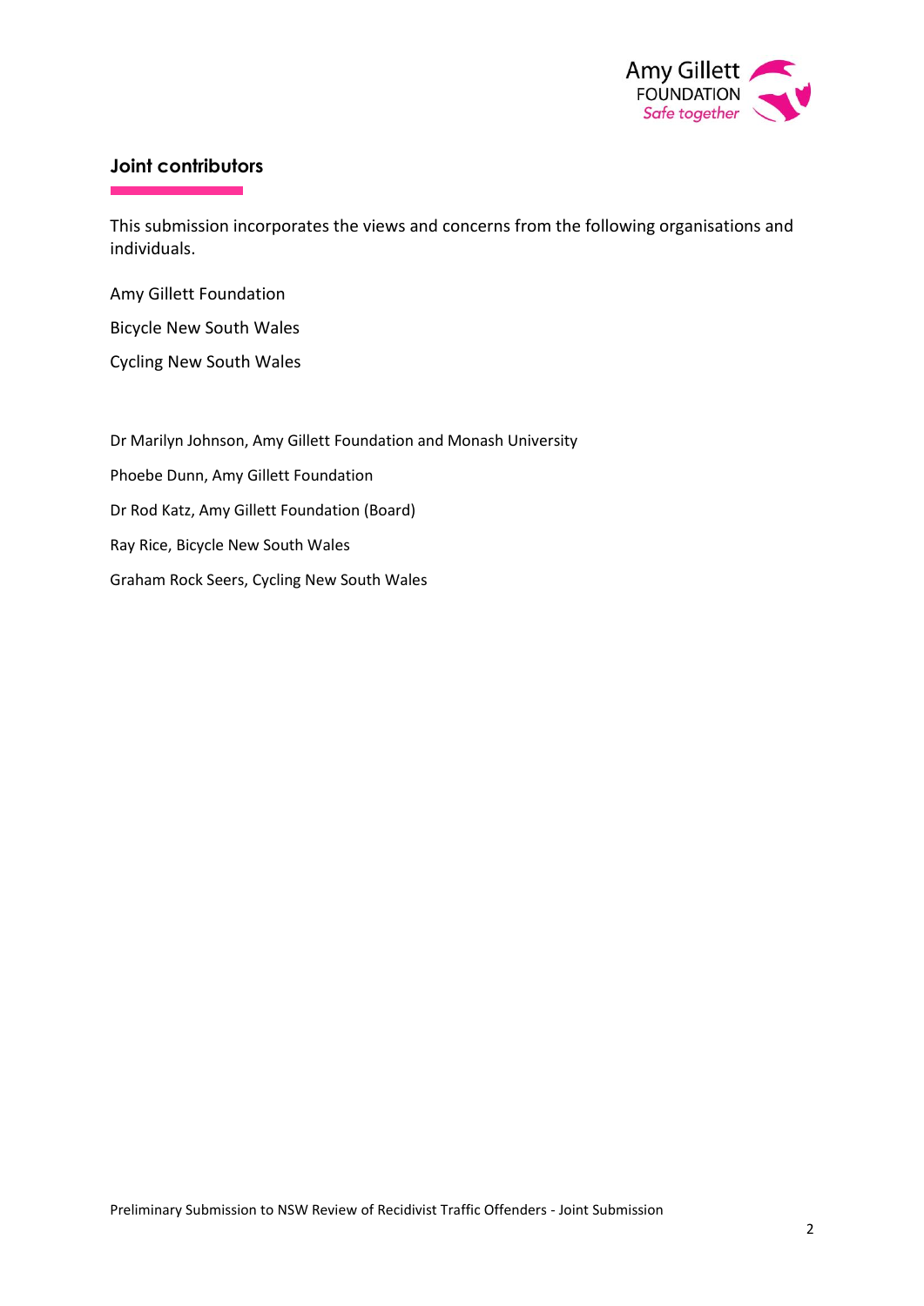## Joint contributors

This submission incorporates the views and concerns from the following organisations and individuals.

Amy Gillett Foundation

Bicycle New South Wales

Cycling New South Wales

Dr Marilyn Johnson, Amy Gillett Foundation and Monash University

Phoebe Dunn, Amy Gillett Foundation

Dr Rod Katz, Amy Gillett Foundation (Board)

Ray Rice, Bicycle New South Wales

Graham Rock Seers, Cycling New South Wales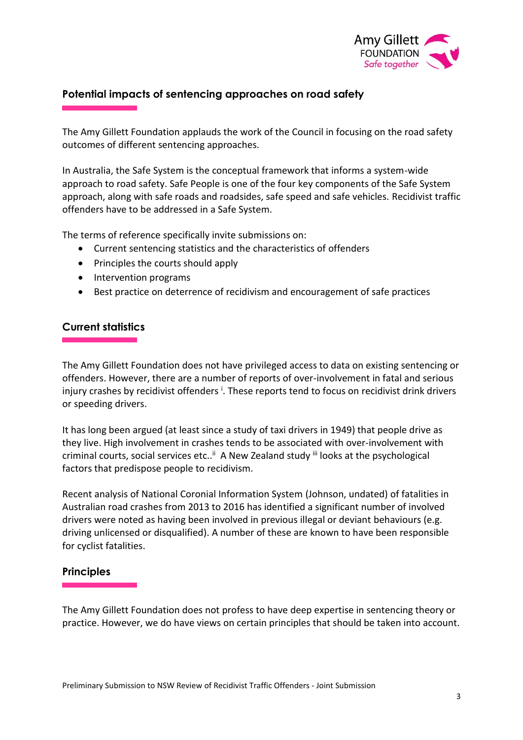## Potential impacts of sentencing approaches on road safety

The Amy Gillett Foundation applauds the work of the Council in focusing on the road safety outcomes of different sentencing approaches.

In Australia, the Safe System is the conceptual framework that informs a system-wide approach to road safety. Safe People is one of the four key components of the Safe System approach, along with safe roads and roadsides, safe speed and safe vehicles. Recidivist traffic offenders have to be addressed in a Safe System.

The terms of reference specifically invite submissions on:

- Current sentencing statistics and the characteristics of offenders
- Principles the courts should apply
- Intervention programs
- Best practice on deterrence of recidivism and encouragement of safe practices

## Current statistics

The Amy Gillett Foundation does not have privileged access to data on existing sentencing or offenders. However, there are a number of reports of over-involvement in fatal and serious injury crashes by recidivist offenders [i]. These reports tend to focus on recidivist drink drivers or speeding drivers.

It has long been argued (at least since a study of taxi drivers in 1949) that people drive as they live. High involvement in crashes tends to be associated with over-involvement with criminal courts, social services etc..[ii] A New Zealand study [iii] looks at the psychological factors that predispose people to recidivism.

Recent analysis of National Coronial Information System (Johnson, undated) of fatalities in Australian road crashes from 2013 to 2016 has identified a significant number of involved drivers were noted as having been involved in previous illegal or deviant behaviours (e.g. driving unlicensed or disqualified). A number of these are known to have been responsible for cyclist fatalities.

## Principles

The Amy Gillett Foundation does not profess to have deep expertise in sentencing theory or practice. However, we do have views on certain principles that should be taken into account.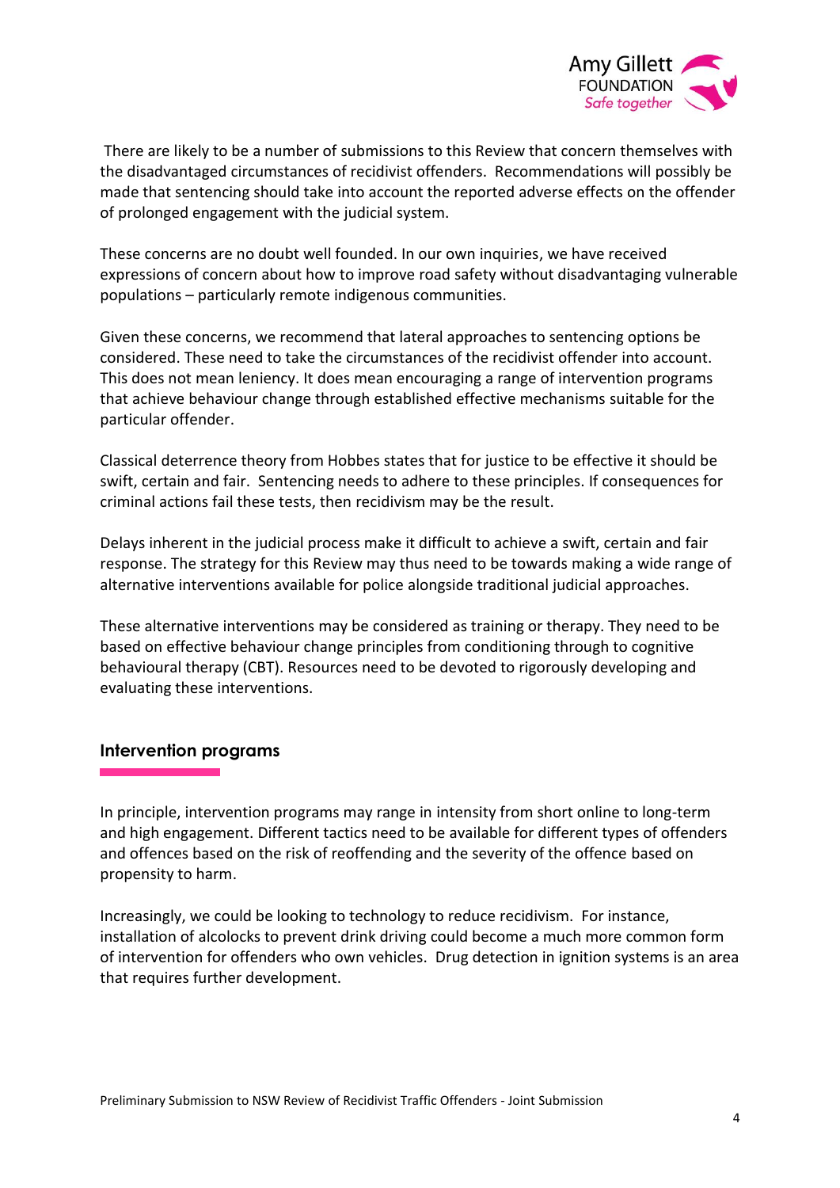There are likely to be a number of submissions to this Review that concern themselves with the disadvantaged circumstances of recidivist offenders. Recommendations will possibly be made that sentencing should take into account the reported adverse effects on the offender of prolonged engagement with the judicial system.

These concerns are no doubt well founded. In our own inquiries, we have received expressions of concern about how to improve road safety without disadvantaging vulnerable populations – particularly remote indigenous communities.

Given these concerns, we recommend that lateral approaches to sentencing options be considered. These need to take the circumstances of the recidivist offender into account. This does not mean leniency. It does mean encouraging a range of intervention programs that achieve behaviour change through established effective mechanisms suitable for the particular offender.

Classical deterrence theory from Hobbes states that for justice to be effective it should be swift, certain and fair. Sentencing needs to adhere to these principles. If consequences for criminal actions fail these tests, then recidivism may be the result.

Delays inherent in the judicial process make it difficult to achieve a swift, certain and fair response. The strategy for this Review may thus need to be towards making a wide range of alternative interventions available for police alongside traditional judicial approaches.

These alternative interventions may be considered as training or therapy. They need to be based on effective behaviour change principles from conditioning through to cognitive behavioural therapy (CBT). Resources need to be devoted to rigorously developing and evaluating these interventions.

## Intervention programs

In principle, intervention programs may range in intensity from short online to long-term and high engagement. Different tactics need to be available for different types of offenders and offences based on the risk of reoffending and the severity of the offence based on propensity to harm.

Increasingly, we could be looking to technology to reduce recidivism. For instance, installation of alcolocks to prevent drink driving could become a much more common form of intervention for offenders who own vehicles. Drug detection in ignition systems is an area that requires further development.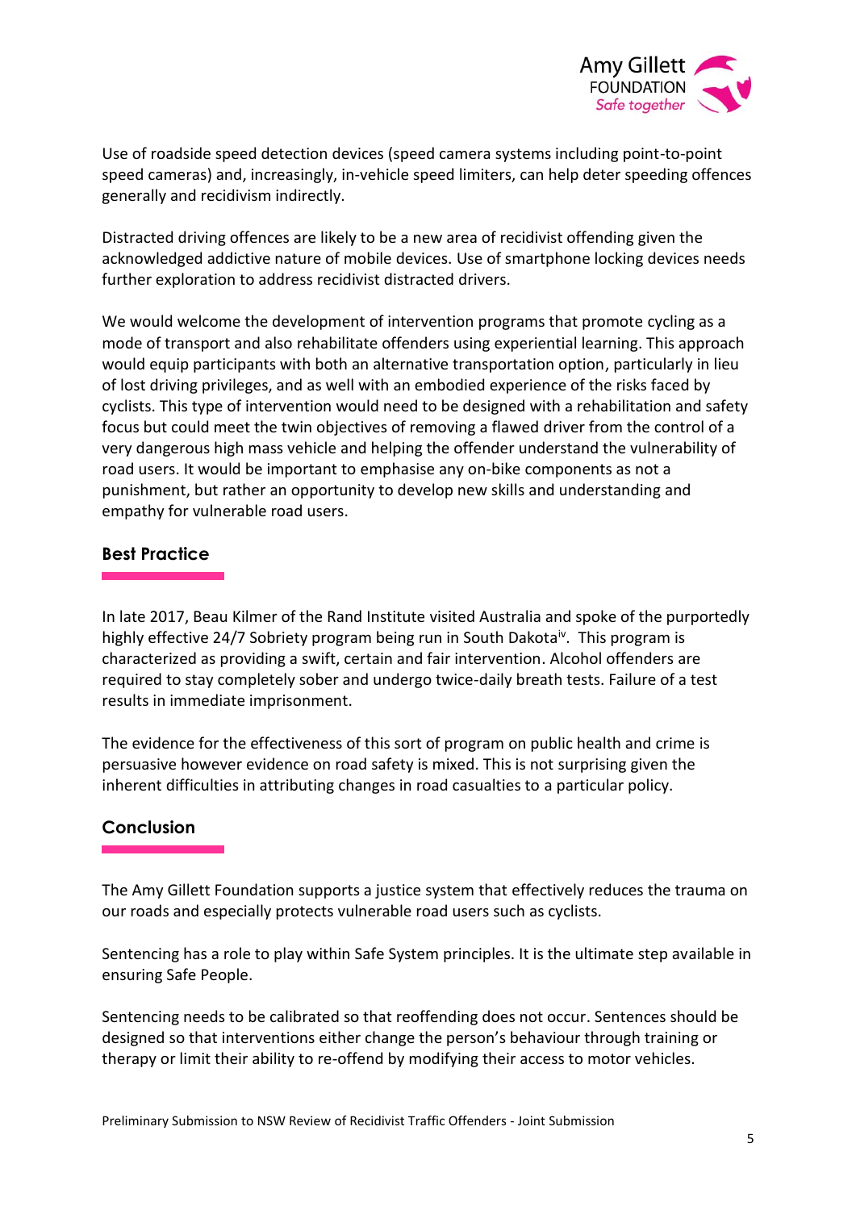Use of roadside speed detection devices (speed camera systems including point-to-point speed cameras) and, increasingly, in-vehicle speed limiters, can help deter speeding offences generally and recidivism indirectly.

Distracted driving offences are likely to be a new area of recidivist offending given the acknowledged addictive nature of mobile devices. Use of smartphone locking devices needs further exploration to address recidivist distracted drivers.

We would welcome the development of intervention programs that promote cycling as a mode of transport and also rehabilitate offenders using experiential learning. This approach would equip participants with both an alternative transportation option, particularly in lieu of lost driving privileges, and as well with an embodied experience of the risks faced by cyclists. This type of intervention would need to be designed with a rehabilitation and safety focus but could meet the twin objectives of removing a flawed driver from the control of a very dangerous high mass vehicle and helping the offender understand the vulnerability of road users. It would be important to emphasise any on-bike components as not a punishment, but rather an opportunity to develop new skills and understanding and empathy for vulnerable road users.

## Best Practice

In late 2017, Beau Kilmer of the Rand Institute visited Australia and spoke of the purportedly highly effective 24/7 Sobriety program being run in South Dakota[iv]. This program is characterized as providing a swift, certain and fair intervention. Alcohol offenders are required to stay completely sober and undergo twice-daily breath tests. Failure of a test results in immediate imprisonment.

The evidence for the effectiveness of this sort of program on public health and crime is persuasive however evidence on road safety is mixed. This is not surprising given the inherent difficulties in attributing changes in road casualties to a particular policy.

## Conclusion

The Amy Gillett Foundation supports a justice system that effectively reduces the trauma on our roads and especially protects vulnerable road users such as cyclists.

Sentencing has a role to play within Safe System principles. It is the ultimate step available in ensuring Safe People.

Sentencing needs to be calibrated so that reoffending does not occur. Sentences should be designed so that interventions either change the person's behaviour through training or therapy or limit their ability to re-offend by modifying their access to motor vehicles.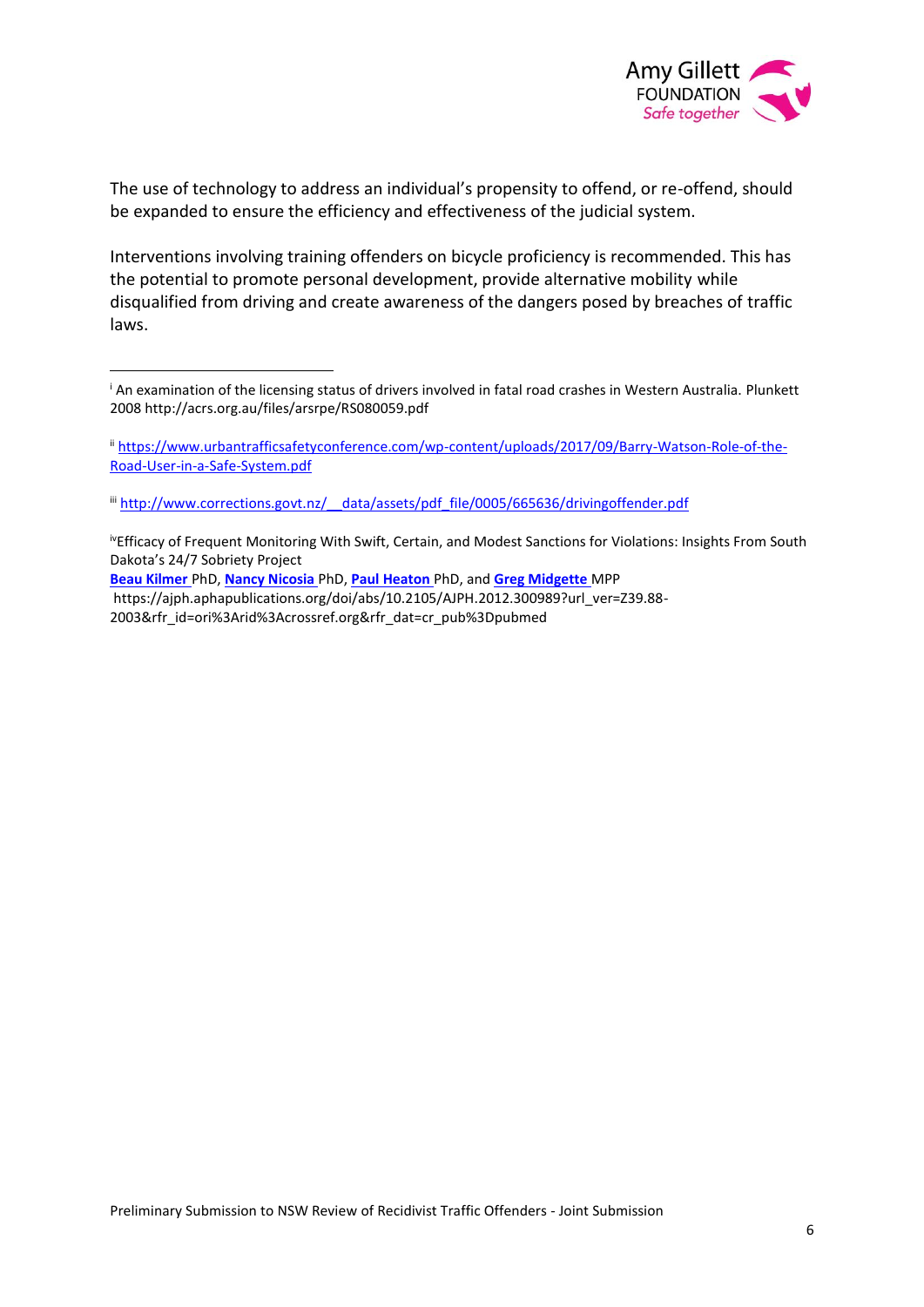The use of technology to address an individual's propensity to offend, or re-offend, should be expanded to ensure the efficiency and effectiveness of the judicial system.

Interventions involving training offenders on bicycle proficiency is recommended. This has the potential to promote personal development, provide alternative mobility while disqualified from driving and create awareness of the dangers posed by breaches of traffic laws.

---

[i] An examination of the licensing status of drivers involved in fatal road crashes in Western Australia. Plunkett 2008 http://acrs.org.au/files/arsrpe/RS080059.pdf

[ii] https://www.urbantrafficsafetyconference.com/wp-content/uploads/2017/09/Barry-Watson-Role-of-the-Road-User-in-a-Safe-System.pdf

[iii] http://www.corrections.govt.nz/__data/assets/pdf_file/0005/665636/drivingoffender.pdf

[iv] Efficacy of Frequent Monitoring With Swift, Certain, and Modest Sanctions for Violations: Insights From South Dakota's 24/7 Sobriety Project
**Beau Kilmer** PhD, **Nancy Nicosia** PhD, **Paul Heaton** PhD, and **Greg Midgette** MPP
https://ajph.aphapublications.org/doi/abs/10.2105/AJPH.2012.300989?url_ver=Z39.88-2003&rfr_id=ori%3Arid%3Acrossref.org&rfr_dat=cr_pub%3Dpubmed